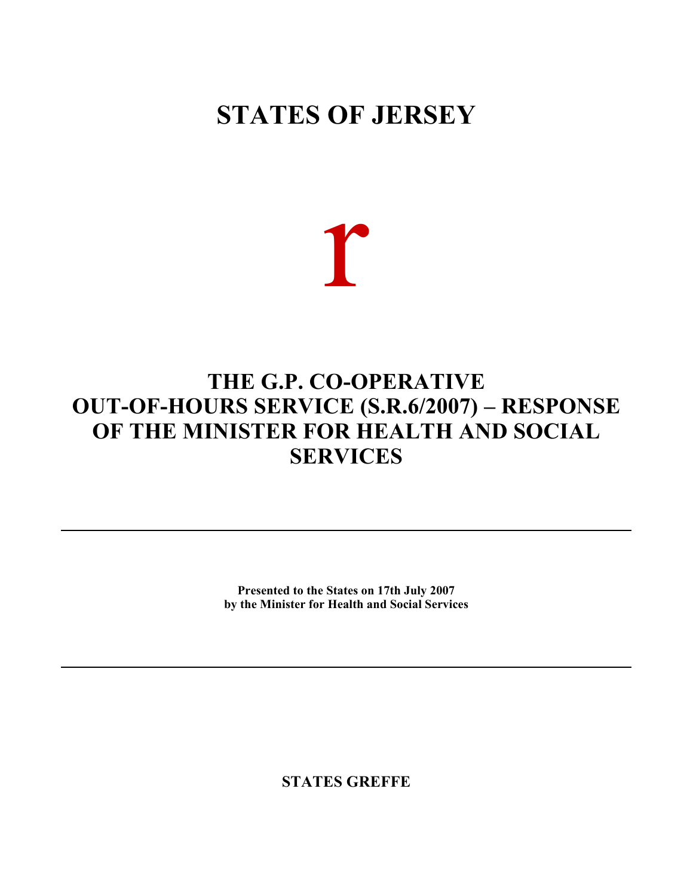# STATES OF JERSEY

r

# THE G.P. CO-OPERATIVE OUT-OF-HOURS SERVICE (S.R.6/2007) – RESPONSE OF THE MINISTER FOR HEALTH AND SOCIAL SERVICES

---

**Presented to the States on 17th July 2007**
**by the Minister for Health and Social Services**

---

**STATES GREFFE**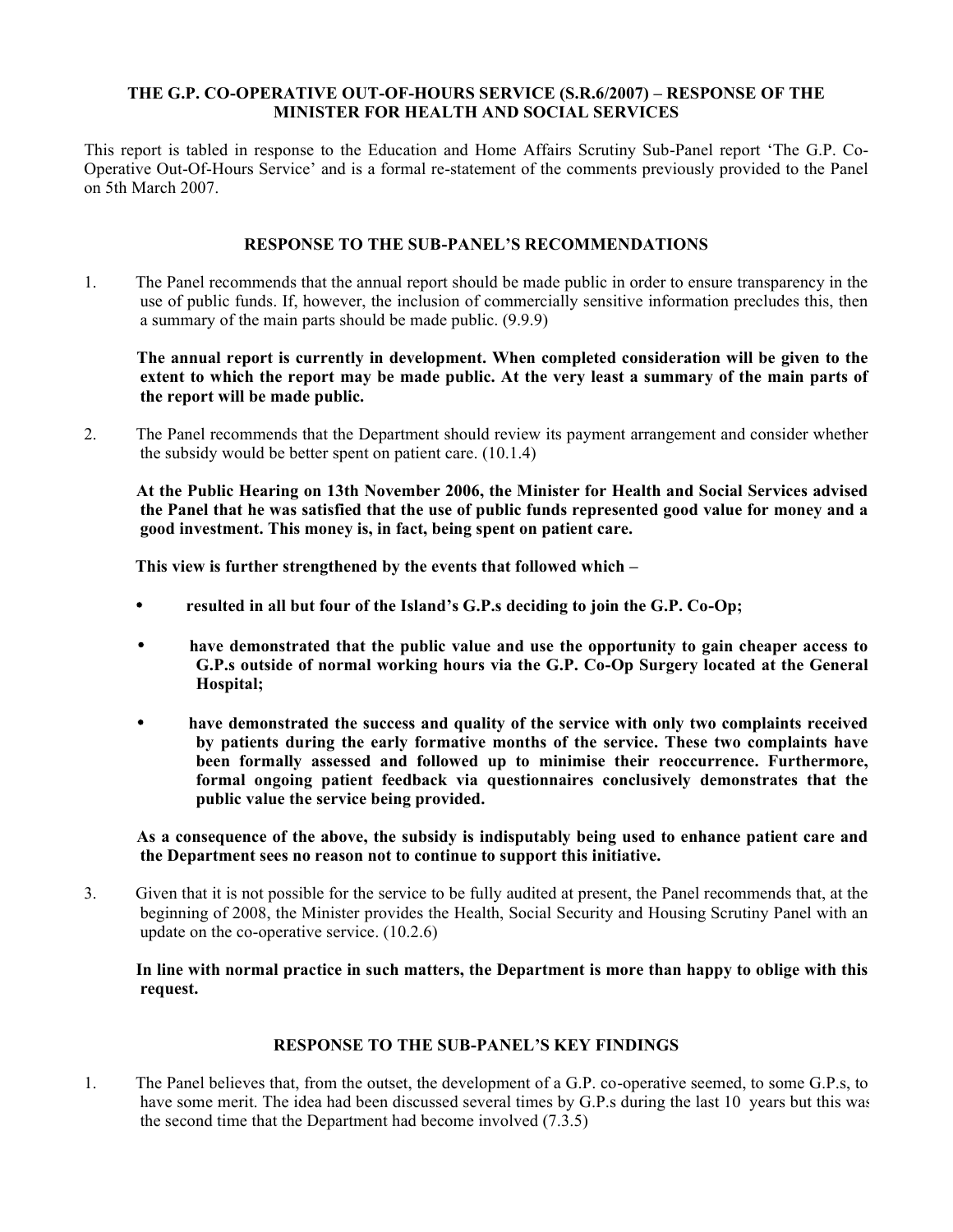**THE G.P. CO-OPERATIVE OUT-OF-HOURS SERVICE (S.R.6/2007) – RESPONSE OF THE MINISTER FOR HEALTH AND SOCIAL SERVICES**

This report is tabled in response to the Education and Home Affairs Scrutiny Sub-Panel report 'The G.P. Co-Operative Out-Of-Hours Service' and is a formal re-statement of the comments previously provided to the Panel on 5th March 2007.

**RESPONSE TO THE SUB-PANEL'S RECOMMENDATIONS**

1. The Panel recommends that the annual report should be made public in order to ensure transparency in the use of public funds. If, however, the inclusion of commercially sensitive information precludes this, then a summary of the main parts should be made public. (9.9.9)

   **The annual report is currently in development. When completed consideration will be given to the extent to which the report may be made public. At the very least a summary of the main parts of the report will be made public.**

2. The Panel recommends that the Department should review its payment arrangement and consider whether the subsidy would be better spent on patient care. (10.1.4)

   **At the Public Hearing on 13th November 2006, the Minister for Health and Social Services advised the Panel that he was satisfied that the use of public funds represented good value for money and a good investment. This money is, in fact, being spent on patient care.**

   **This view is further strengthened by the events that followed which –**

   - **resulted in all but four of the Island's G.P.s deciding to join the G.P. Co-Op;**
   - **have demonstrated that the public value and use the opportunity to gain cheaper access to G.P.s outside of normal working hours via the G.P. Co-Op Surgery located at the General Hospital;**
   - **have demonstrated the success and quality of the service with only two complaints received by patients during the early formative months of the service. These two complaints have been formally assessed and followed up to minimise their reoccurrence. Furthermore, formal ongoing patient feedback via questionnaires conclusively demonstrates that the public value the service being provided.**

   **As a consequence of the above, the subsidy is indisputably being used to enhance patient care and the Department sees no reason not to continue to support this initiative.**

3. Given that it is not possible for the service to be fully audited at present, the Panel recommends that, at the beginning of 2008, the Minister provides the Health, Social Security and Housing Scrutiny Panel with an update on the co-operative service. (10.2.6)

   **In line with normal practice in such matters, the Department is more than happy to oblige with this request.**

**RESPONSE TO THE SUB-PANEL'S KEY FINDINGS**

1. The Panel believes that, from the outset, the development of a G.P. co-operative seemed, to some G.P.s, to have some merit. The idea had been discussed several times by G.P.s during the last 10 years but this was the second time that the Department had become involved (7.3.5)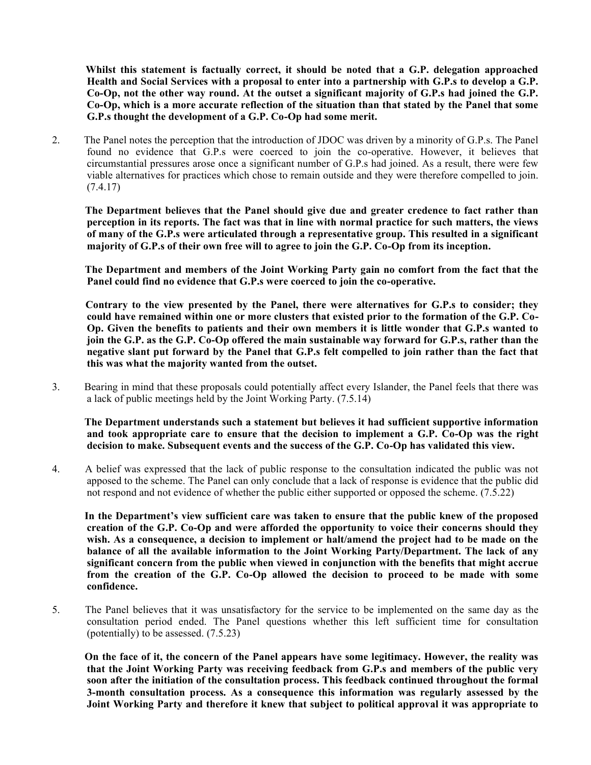**Whilst this statement is factually correct, it should be noted that a G.P. delegation approached Health and Social Services with a proposal to enter into a partnership with G.P.s to develop a G.P. Co-Op, not the other way round. At the outset a significant majority of G.P.s had joined the G.P. Co-Op, which is a more accurate reflection of the situation than that stated by the Panel that some G.P.s thought the development of a G.P. Co-Op had some merit.**

2. The Panel notes the perception that the introduction of JDOC was driven by a minority of G.P.s. The Panel found no evidence that G.P.s were coerced to join the co-operative. However, it believes that circumstantial pressures arose once a significant number of G.P.s had joined. As a result, there were few viable alternatives for practices which chose to remain outside and they were therefore compelled to join. (7.4.17)

   **The Department believes that the Panel should give due and greater credence to fact rather than perception in its reports. The fact was that in line with normal practice for such matters, the views of many of the G.P.s were articulated through a representative group. This resulted in a significant majority of G.P.s of their own free will to agree to join the G.P. Co-Op from its inception.**

   **The Department and members of the Joint Working Party gain no comfort from the fact that the Panel could find no evidence that G.P.s were coerced to join the co-operative.**

   **Contrary to the view presented by the Panel, there were alternatives for G.P.s to consider; they could have remained within one or more clusters that existed prior to the formation of the G.P. Co-Op. Given the benefits to patients and their own members it is little wonder that G.P.s wanted to join the G.P. as the G.P. Co-Op offered the main sustainable way forward for G.P.s, rather than the negative slant put forward by the Panel that G.P.s felt compelled to join rather than the fact that this was what the majority wanted from the outset.**

3. Bearing in mind that these proposals could potentially affect every Islander, the Panel feels that there was a lack of public meetings held by the Joint Working Party. (7.5.14)

   **The Department understands such a statement but believes it had sufficient supportive information and took appropriate care to ensure that the decision to implement a G.P. Co-Op was the right decision to make. Subsequent events and the success of the G.P. Co-Op has validated this view.**

4. A belief was expressed that the lack of public response to the consultation indicated the public was not apposed to the scheme. The Panel can only conclude that a lack of response is evidence that the public did not respond and not evidence of whether the public either supported or opposed the scheme. (7.5.22)

   **In the Department's view sufficient care was taken to ensure that the public knew of the proposed creation of the G.P. Co-Op and were afforded the opportunity to voice their concerns should they wish. As a consequence, a decision to implement or halt/amend the project had to be made on the balance of all the available information to the Joint Working Party/Department. The lack of any significant concern from the public when viewed in conjunction with the benefits that might accrue from the creation of the G.P. Co-Op allowed the decision to proceed to be made with some confidence.**

5. The Panel believes that it was unsatisfactory for the service to be implemented on the same day as the consultation period ended. The Panel questions whether this left sufficient time for consultation (potentially) to be assessed. (7.5.23)

   **On the face of it, the concern of the Panel appears have some legitimacy. However, the reality was that the Joint Working Party was receiving feedback from G.P.s and members of the public very soon after the initiation of the consultation process. This feedback continued throughout the formal 3-month consultation process. As a consequence this information was regularly assessed by the Joint Working Party and therefore it knew that subject to political approval it was appropriate to**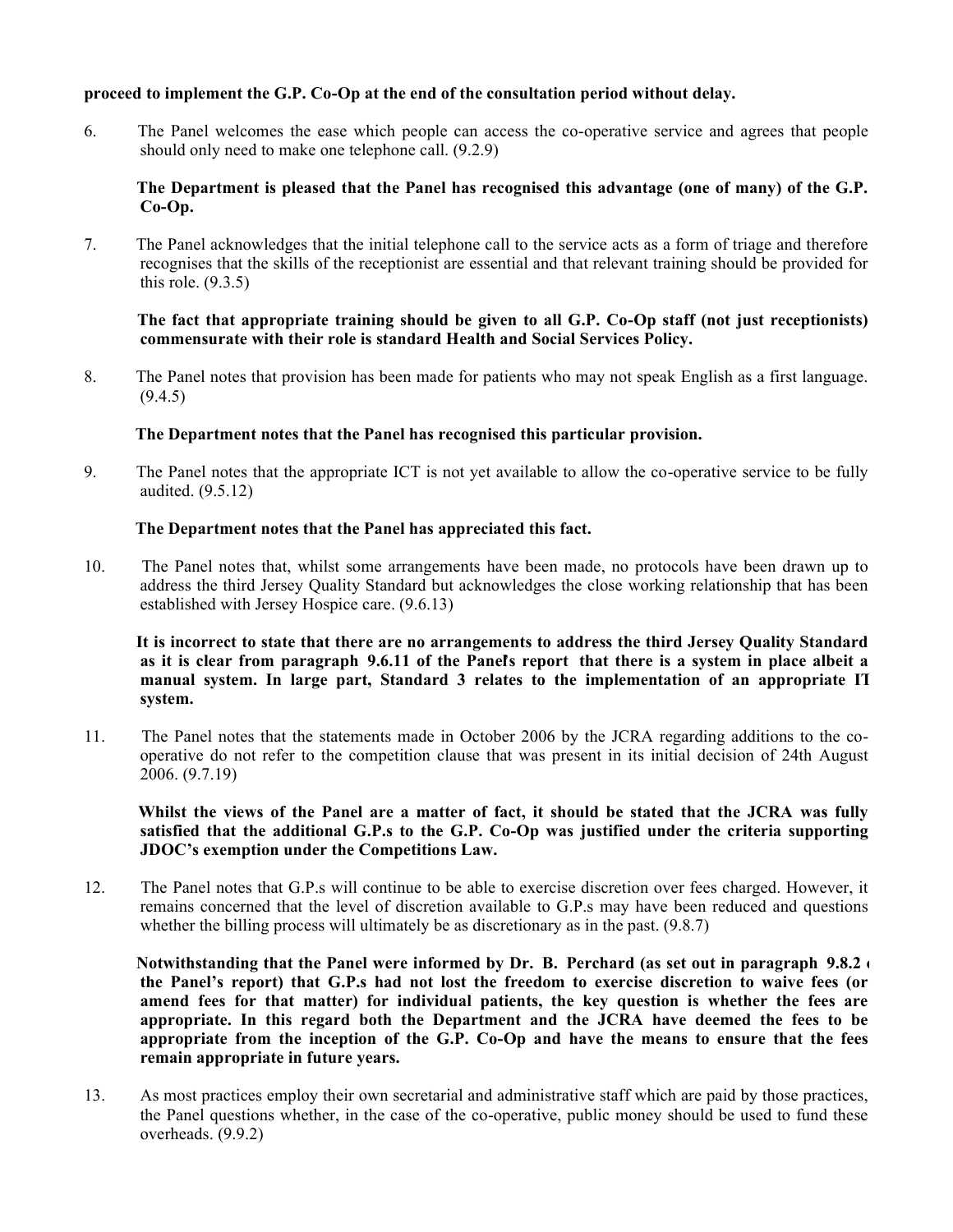**proceed to implement the G.P. Co-Op at the end of the consultation period without delay.**

6. The Panel welcomes the ease which people can access the co-operative service and agrees that people should only need to make one telephone call. (9.2.9)

   **The Department is pleased that the Panel has recognised this advantage (one of many) of the G.P. Co-Op.**

7. The Panel acknowledges that the initial telephone call to the service acts as a form of triage and therefore recognises that the skills of the receptionist are essential and that relevant training should be provided for this role. (9.3.5)

   **The fact that appropriate training should be given to all G.P. Co-Op staff (not just receptionists) commensurate with their role is standard Health and Social Services Policy.**

8. The Panel notes that provision has been made for patients who may not speak English as a first language. (9.4.5)

   **The Department notes that the Panel has recognised this particular provision.**

9. The Panel notes that the appropriate ICT is not yet available to allow the co-operative service to be fully audited. (9.5.12)

   **The Department notes that the Panel has appreciated this fact.**

10. The Panel notes that, whilst some arrangements have been made, no protocols have been drawn up to address the third Jersey Quality Standard but acknowledges the close working relationship that has been established with Jersey Hospice care. (9.6.13)

    **It is incorrect to state that there are no arrangements to address the third Jersey Quality Standard as it is clear from paragraph 9.6.11 of the Panel's report that there is a system in place albeit a manual system. In large part, Standard 3 relates to the implementation of an appropriate IT system.**

11. The Panel notes that the statements made in October 2006 by the JCRA regarding additions to the co-operative do not refer to the competition clause that was present in its initial decision of 24th August 2006. (9.7.19)

    **Whilst the views of the Panel are a matter of fact, it should be stated that the JCRA was fully satisfied that the additional G.P.s to the G.P. Co-Op was justified under the criteria supporting JDOC's exemption under the Competitions Law.**

12. The Panel notes that G.P.s will continue to be able to exercise discretion over fees charged. However, it remains concerned that the level of discretion available to G.P.s may have been reduced and questions whether the billing process will ultimately be as discretionary as in the past. (9.8.7)

    **Notwithstanding that the Panel were informed by Dr. B. Perchard (as set out in paragraph 9.8.2 of the Panel's report) that G.P.s had not lost the freedom to exercise discretion to waive fees (or amend fees for that matter) for individual patients, the key question is whether the fees are appropriate. In this regard both the Department and the JCRA have deemed the fees to be appropriate from the inception of the G.P. Co-Op and have the means to ensure that the fees remain appropriate in future years.**

13. As most practices employ their own secretarial and administrative staff which are paid by those practices, the Panel questions whether, in the case of the co-operative, public money should be used to fund these overheads. (9.9.2)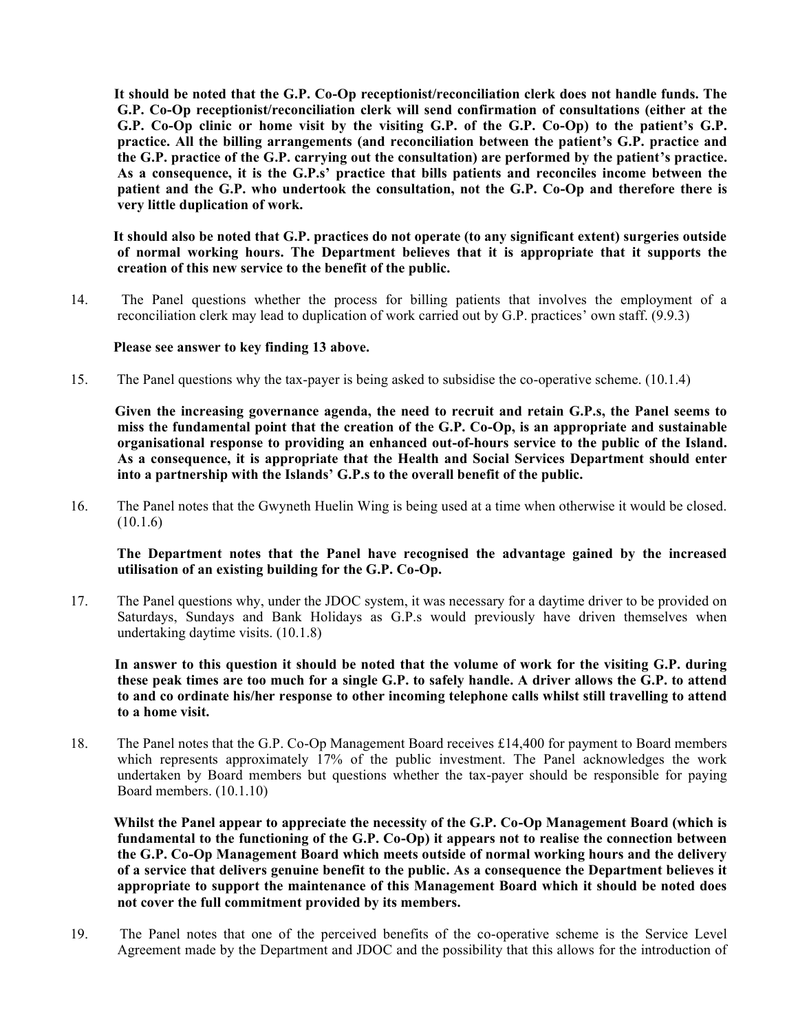**It should be noted that the G.P. Co-Op receptionist/reconciliation clerk does not handle funds. The G.P. Co-Op receptionist/reconciliation clerk will send confirmation of consultations (either at the G.P. Co-Op clinic or home visit by the visiting G.P. of the G.P. Co-Op) to the patient's G.P. practice. All the billing arrangements (and reconciliation between the patient's G.P. practice and the G.P. practice of the G.P. carrying out the consultation) are performed by the patient's practice. As a consequence, it is the G.P.s' practice that bills patients and reconciles income between the patient and the G.P. who undertook the consultation, not the G.P. Co-Op and therefore there is very little duplication of work.**

**It should also be noted that G.P. practices do not operate (to any significant extent) surgeries outside of normal working hours. The Department believes that it is appropriate that it supports the creation of this new service to the benefit of the public.**

14. The Panel questions whether the process for billing patients that involves the employment of a reconciliation clerk may lead to duplication of work carried out by G.P. practices' own staff. (9.9.3)

    **Please see answer to key finding 13 above.**

15. The Panel questions why the tax-payer is being asked to subsidise the co-operative scheme. (10.1.4)

    **Given the increasing governance agenda, the need to recruit and retain G.P.s, the Panel seems to miss the fundamental point that the creation of the G.P. Co-Op, is an appropriate and sustainable organisational response to providing an enhanced out-of-hours service to the public of the Island. As a consequence, it is appropriate that the Health and Social Services Department should enter into a partnership with the Islands' G.P.s to the overall benefit of the public.**

16. The Panel notes that the Gwyneth Huelin Wing is being used at a time when otherwise it would be closed. (10.1.6)

    **The Department notes that the Panel have recognised the advantage gained by the increased utilisation of an existing building for the G.P. Co-Op.**

17. The Panel questions why, under the JDOC system, it was necessary for a daytime driver to be provided on Saturdays, Sundays and Bank Holidays as G.P.s would previously have driven themselves when undertaking daytime visits. (10.1.8)

    **In answer to this question it should be noted that the volume of work for the visiting G.P. during these peak times are too much for a single G.P. to safely handle. A driver allows the G.P. to attend to and co ordinate his/her response to other incoming telephone calls whilst still travelling to attend to a home visit.**

18. The Panel notes that the G.P. Co-Op Management Board receives £14,400 for payment to Board members which represents approximately 17% of the public investment. The Panel acknowledges the work undertaken by Board members but questions whether the tax-payer should be responsible for paying Board members. (10.1.10)

    **Whilst the Panel appear to appreciate the necessity of the G.P. Co-Op Management Board (which is fundamental to the functioning of the G.P. Co-Op) it appears not to realise the connection between the G.P. Co-Op Management Board which meets outside of normal working hours and the delivery of a service that delivers genuine benefit to the public. As a consequence the Department believes it appropriate to support the maintenance of this Management Board which it should be noted does not cover the full commitment provided by its members.**

19. The Panel notes that one of the perceived benefits of the co-operative scheme is the Service Level Agreement made by the Department and JDOC and the possibility that this allows for the introduction of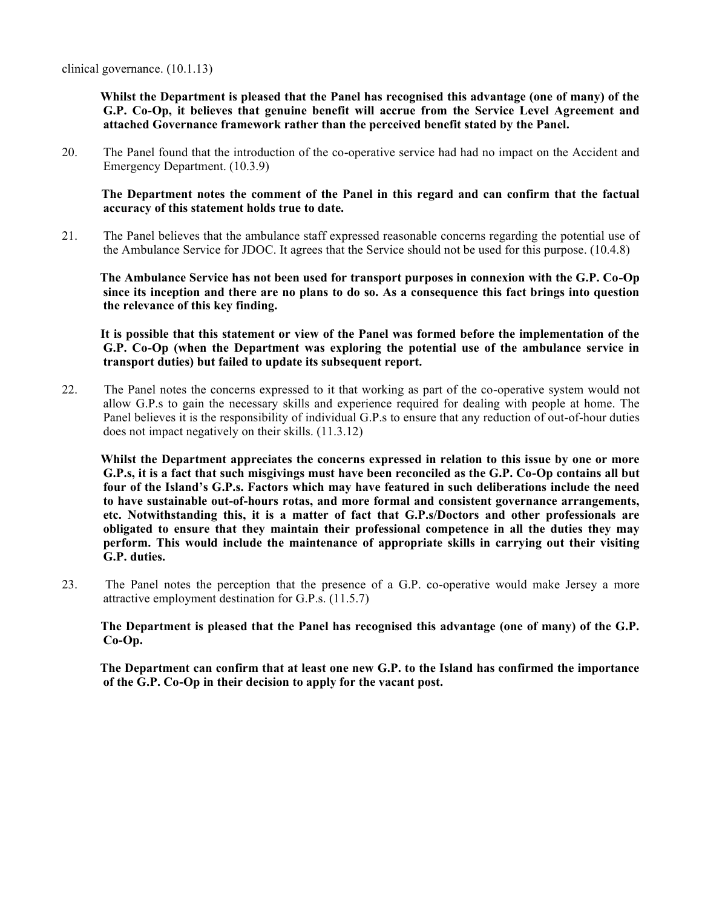clinical governance. (10.1.13)

**Whilst the Department is pleased that the Panel has recognised this advantage (one of many) of the G.P. Co-Op, it believes that genuine benefit will accrue from the Service Level Agreement and attached Governance framework rather than the perceived benefit stated by the Panel.**

20. The Panel found that the introduction of the co-operative service had had no impact on the Accident and Emergency Department. (10.3.9)

    **The Department notes the comment of the Panel in this regard and can confirm that the factual accuracy of this statement holds true to date.**

21. The Panel believes that the ambulance staff expressed reasonable concerns regarding the potential use of the Ambulance Service for JDOC. It agrees that the Service should not be used for this purpose. (10.4.8)

    **The Ambulance Service has not been used for transport purposes in connexion with the G.P. Co-Op since its inception and there are no plans to do so. As a consequence this fact brings into question the relevance of this key finding.**

    **It is possible that this statement or view of the Panel was formed before the implementation of the G.P. Co-Op (when the Department was exploring the potential use of the ambulance service in transport duties) but failed to update its subsequent report.**

22. The Panel notes the concerns expressed to it that working as part of the co-operative system would not allow G.P.s to gain the necessary skills and experience required for dealing with people at home. The Panel believes it is the responsibility of individual G.P.s to ensure that any reduction of out-of-hour duties does not impact negatively on their skills. (11.3.12)

    **Whilst the Department appreciates the concerns expressed in relation to this issue by one or more G.P.s, it is a fact that such misgivings must have been reconciled as the G.P. Co-Op contains all but four of the Island's G.P.s. Factors which may have featured in such deliberations include the need to have sustainable out-of-hours rotas, and more formal and consistent governance arrangements, etc. Notwithstanding this, it is a matter of fact that G.P.s/Doctors and other professionals are obligated to ensure that they maintain their professional competence in all the duties they may perform. This would include the maintenance of appropriate skills in carrying out their visiting G.P. duties.**

23. The Panel notes the perception that the presence of a G.P. co-operative would make Jersey a more attractive employment destination for G.P.s. (11.5.7)

    **The Department is pleased that the Panel has recognised this advantage (one of many) of the G.P. Co-Op.**

    **The Department can confirm that at least one new G.P. to the Island has confirmed the importance of the G.P. Co-Op in their decision to apply for the vacant post.**